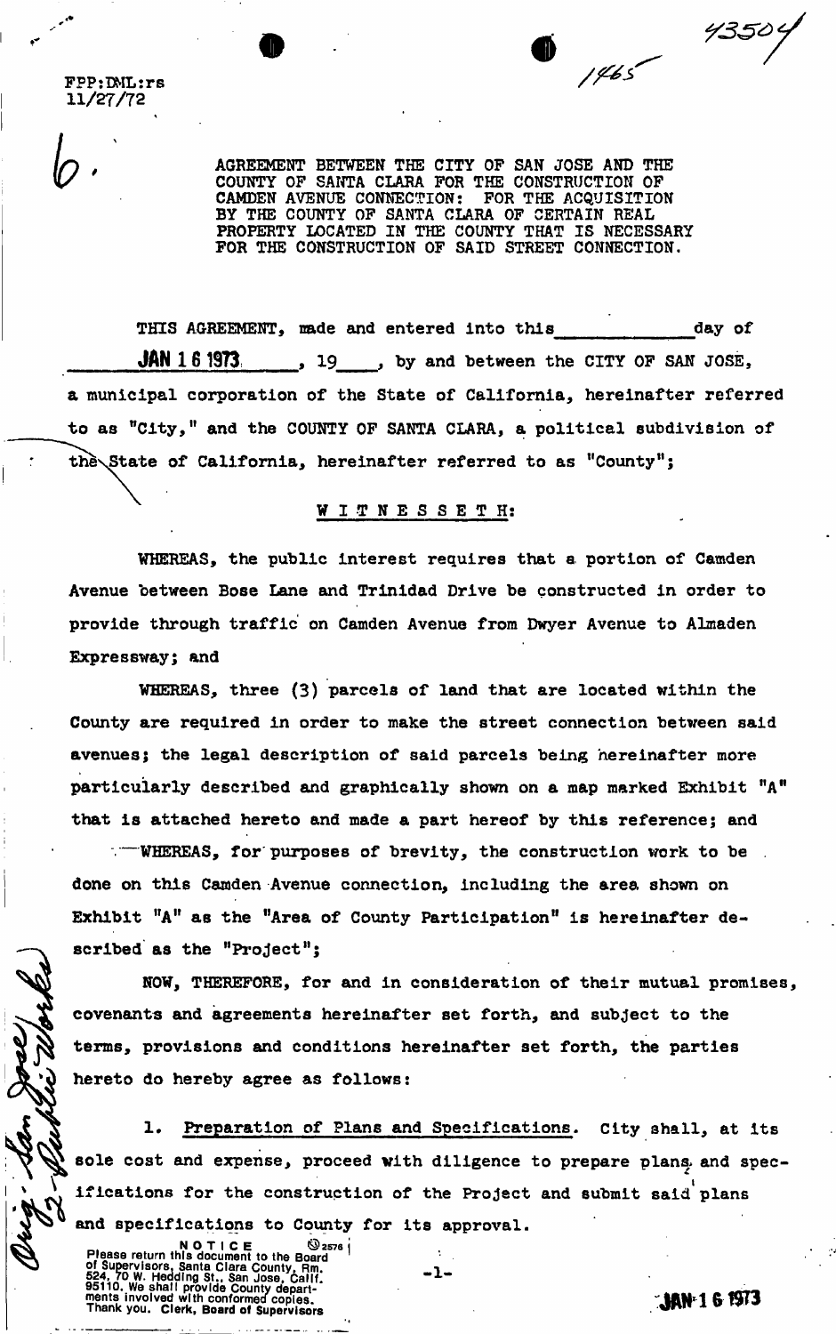FPP:DML:rs
11/27/72

6.

AGREEMENT BETWEEN THE CITY OF SAN JOSE AND THE COUNTY OF SANTA CLARA FOR THE CONSTRUCTION OF CAMDEN AVENUE CONNECTION: FOR THE ACQUISITION BY THE COUNTY OF SANTA CLARA OF CERTAIN REAL PROPERTY LOCATED IN THE COUNTY THAT IS NECESSARY FOR THE CONSTRUCTION OF SAID STREET CONNECTION.

THIS AGREEMENT, made and entered into this \_\_\_\_\_\_\_\_\_\_ day of JAN 16 1973, 19\_\_\_, by and between the CITY OF SAN JOSE, a municipal corporation of the State of California, hereinafter referred to as "City," and the COUNTY OF SANTA CLARA, a political subdivision of the State of California, hereinafter referred to as "County";

W I T N E S S E T H:

WHEREAS, the public interest requires that a portion of Camden Avenue between Bose Lane and Trinidad Drive be constructed in order to provide through traffic on Camden Avenue from Dwyer Avenue to Almaden Expressway; and

WHEREAS, three (3) parcels of land that are located within the County are required in order to make the street connection between said avenues; the legal description of said parcels being hereinafter more particularly described and graphically shown on a map marked Exhibit "A" that is attached hereto and made a part hereof by this reference; and

WHEREAS, for purposes of brevity, the construction work to be done on this Camden Avenue connection, including the area shown on Exhibit "A" as the "Area of County Participation" is hereinafter described as the "Project";

NOW, THEREFORE, for and in consideration of their mutual promises, covenants and agreements hereinafter set forth, and subject to the terms, provisions and conditions hereinafter set forth, the parties hereto do hereby agree as follows:

1. Preparation of Plans and Specifications. City shall, at its sole cost and expense, proceed with diligence to prepare plans and specifications for the construction of the Project and submit said plans and specifications to County for its approval.

NOTICE
Please return this document to the Board of Supervisors, Santa Clara County, Rm. 524, 70 W. Hedding St., San Jose, Calif. 95110. We shall provide County departments involved with conformed copies. Thank you. Clerk, Board of Supervisors

JAN 16 1973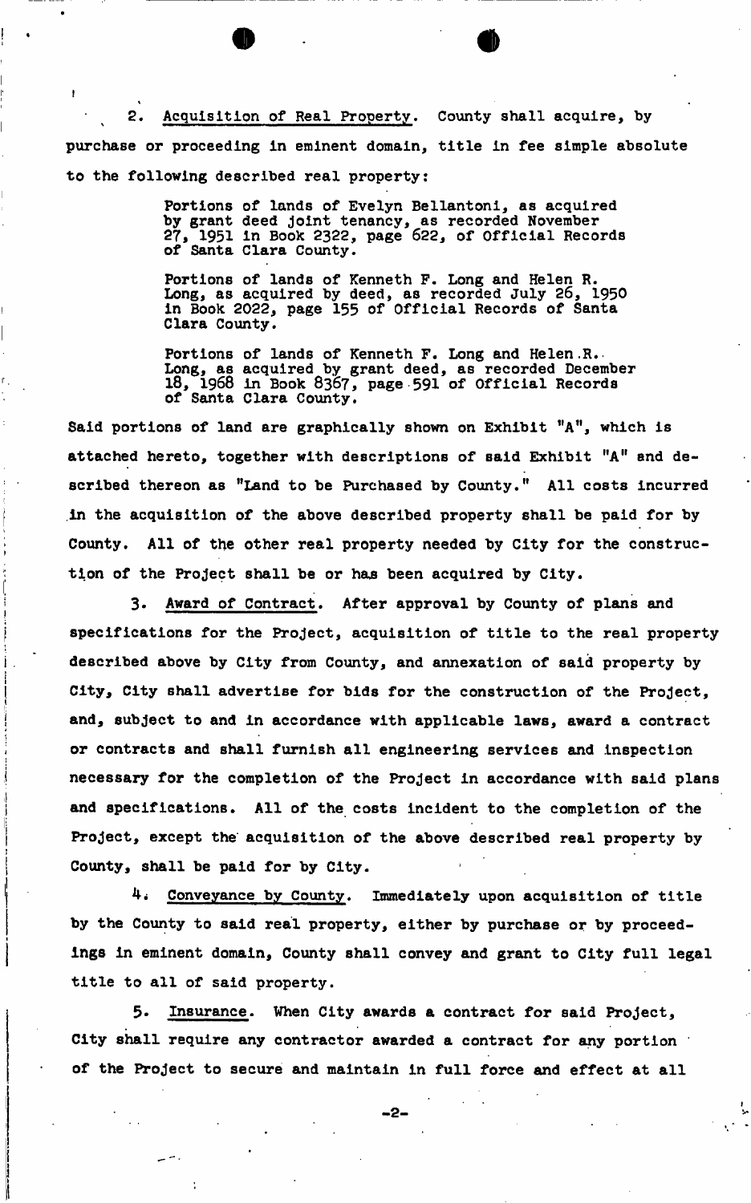2. Acquisition of Real Property. County shall acquire, by purchase or proceeding in eminent domain, title in fee simple absolute to the following described real property:

> Portions of lands of Evelyn Bellantoni, as acquired by grant deed joint tenancy, as recorded November 27, 1951 in Book 2322, page 622, of Official Records of Santa Clara County.
>
> Portions of lands of Kenneth F. Long and Helen R. Long, as acquired by deed, as recorded July 26, 1950 in Book 2022, page 155 of Official Records of Santa Clara County.
>
> Portions of lands of Kenneth F. Long and Helen R. Long, as acquired by grant deed, as recorded December 18, 1968 in Book 8367, page 591 of Official Records of Santa Clara County.

Said portions of land are graphically shown on Exhibit "A", which is attached hereto, together with descriptions of said Exhibit "A" and described thereon as "Land to be Purchased by County." All costs incurred in the acquisition of the above described property shall be paid for by County. All of the other real property needed by City for the construction of the Project shall be or has been acquired by City.

3. Award of Contract. After approval by County of plans and specifications for the Project, acquisition of title to the real property described above by City from County, and annexation of said property by City, City shall advertise for bids for the construction of the Project, and, subject to and in accordance with applicable laws, award a contract or contracts and shall furnish all engineering services and inspection necessary for the completion of the Project in accordance with said plans and specifications. All of the costs incident to the completion of the Project, except the acquisition of the above described real property by County, shall be paid for by City.

4. Conveyance by County. Immediately upon acquisition of title by the County to said real property, either by purchase or by proceedings in eminent domain, County shall convey and grant to City full legal title to all of said property.

5. Insurance. When City awards a contract for said Project, City shall require any contractor awarded a contract for any portion of the Project to secure and maintain in full force and effect at all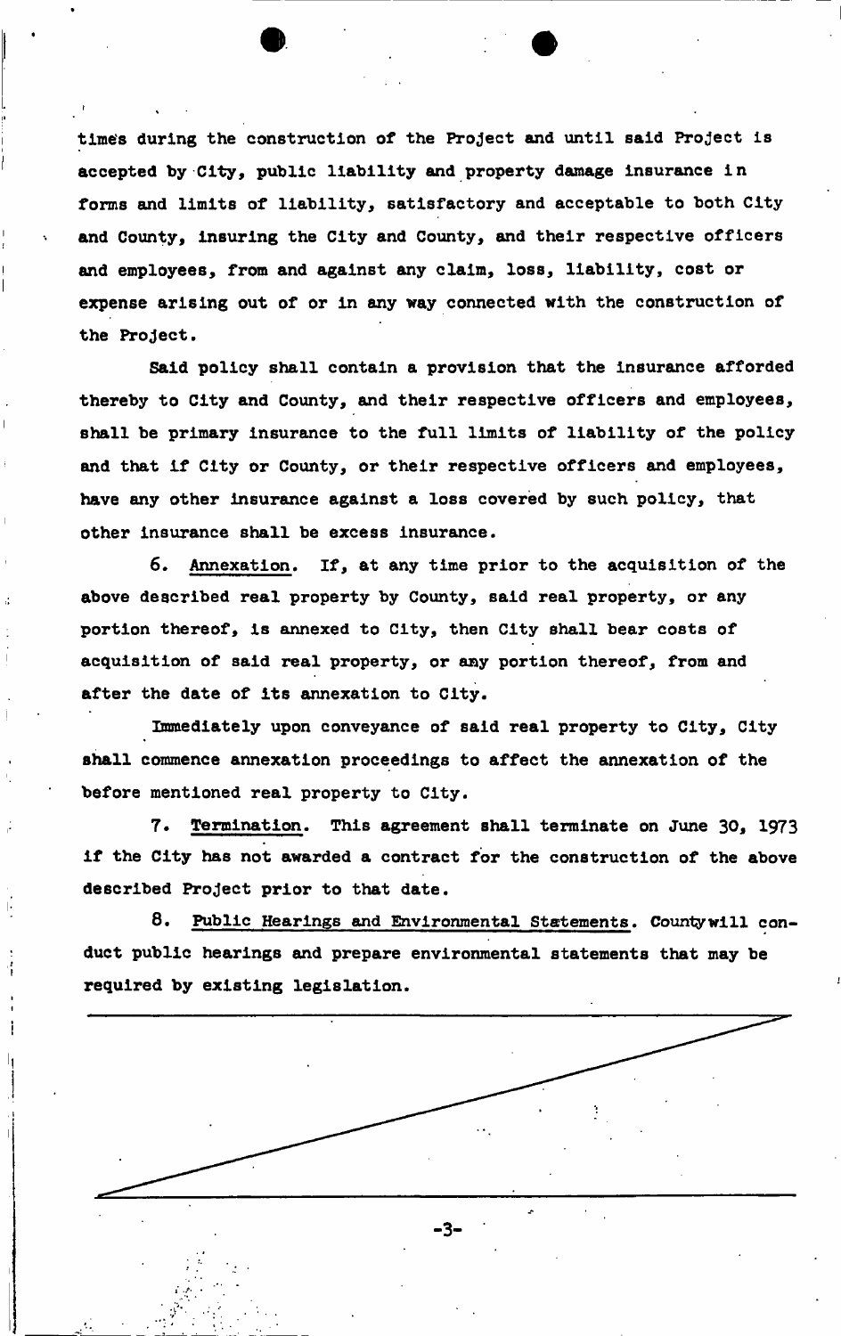times during the construction of the Project and until said Project is accepted by City, public liability and property damage insurance in forms and limits of liability, satisfactory and acceptable to both City and County, insuring the City and County, and their respective officers and employees, from and against any claim, loss, liability, cost or expense arising out of or in any way connected with the construction of the Project.

Said policy shall contain a provision that the insurance afforded thereby to City and County, and their respective officers and employees, shall be primary insurance to the full limits of liability of the policy and that if City or County, or their respective officers and employees, have any other insurance against a loss covered by such policy, that other insurance shall be excess insurance.

6. Annexation. If, at any time prior to the acquisition of the above described real property by County, said real property, or any portion thereof, is annexed to City, then City shall bear costs of acquisition of said real property, or any portion thereof, from and after the date of its annexation to City.

Immediately upon conveyance of said real property to City, City shall commence annexation proceedings to affect the annexation of the before mentioned real property to City.

7. Termination. This agreement shall terminate on June 30, 1973 if the City has not awarded a contract for the construction of the above described Project prior to that date.

8. Public Hearings and Environmental Statements. County will conduct public hearings and prepare environmental statements that may be required by existing legislation.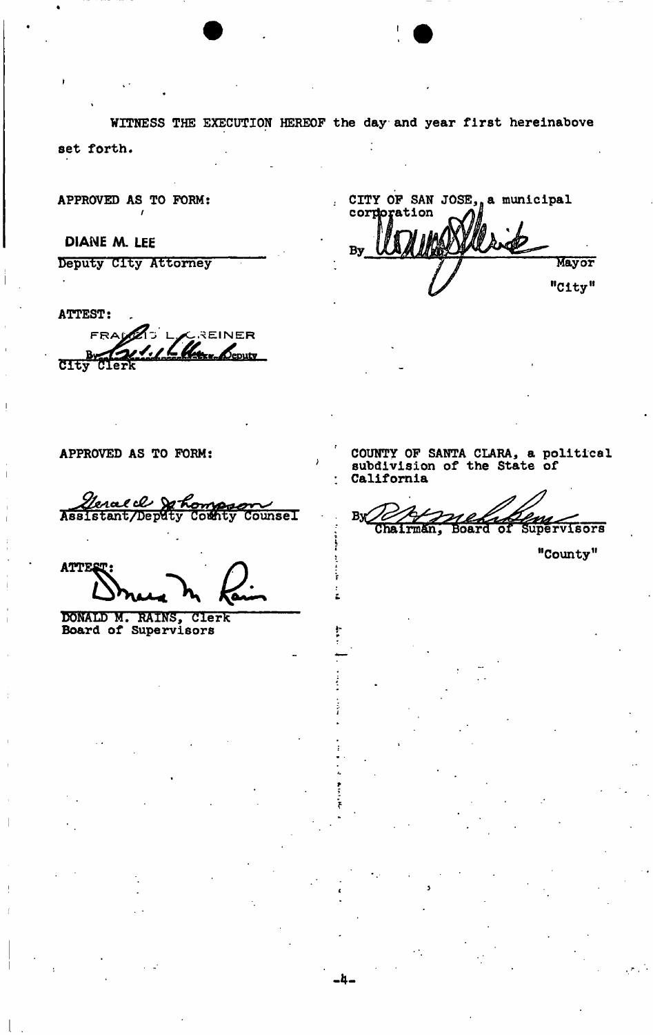WITNESS THE EXECUTION HEREOF the day and year first hereinabove set forth.

APPROVED AS TO FORM:

DIANE M. LEE

Deputy City Attorney

ATTEST:

FRANCIS L. GREINER

By _____ Deputy

City Clerk

CITY OF SAN JOSE, a municipal corporation

By _____ Mayor

"City"

APPROVED AS TO FORM:

_____

Assistant/Deputy County Counsel

ATTEST:

_____

DONALD M. RAINS, Clerk
Board of Supervisors

COUNTY OF SANTA CLARA, a political subdivision of the State of California

By _____
Chairman, Board of Supervisors

"County"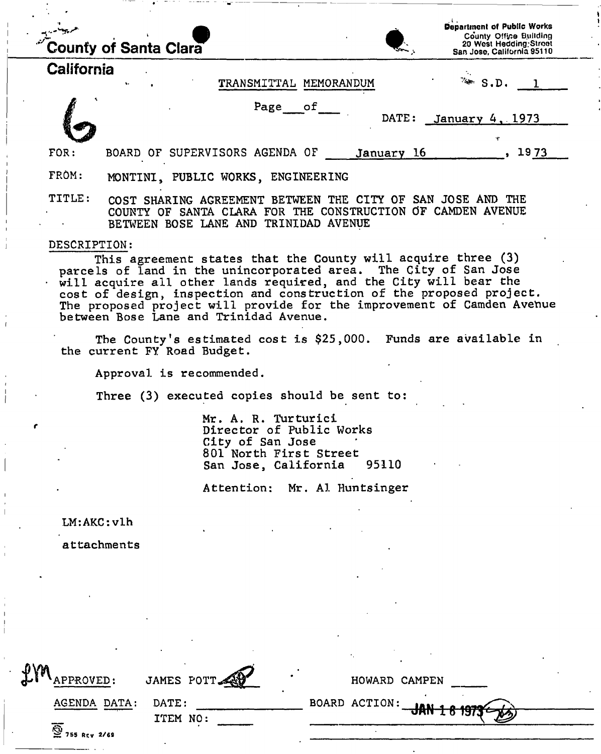**County of Santa Clara**

**California**

Department of Public Works
County Office Building
20 West Hedding Street
San Jose, California 95110

TRANSMITTAL MEMORANDUM

S.D. 1

6

Page \_\_\_ of \_\_\_

DATE: January 4, 1973

FOR: BOARD OF SUPERVISORS AGENDA OF January 16, 1973

FROM: MONTINI, PUBLIC WORKS, ENGINEERING

TITLE: COST SHARING AGREEMENT BETWEEN THE CITY OF SAN JOSE AND THE COUNTY OF SANTA CLARA FOR THE CONSTRUCTION OF CAMDEN AVENUE BETWEEN BOSE LANE AND TRINIDAD AVENUE

DESCRIPTION:

This agreement states that the County will acquire three (3) parcels of land in the unincorporated area. The City of San Jose will acquire all other lands required, and the City will bear the cost of design, inspection and construction of the proposed project. The proposed project will provide for the improvement of Camden Avenue between Bose Lane and Trinidad Avenue.

The County's estimated cost is $25,000. Funds are available in the current FY Road Budget.

Approval is recommended.

Three (3) executed copies should be sent to:

Mr. A. R. Turturici
Director of Public Works
City of San Jose
801 North First Street
San Jose, California 95110

Attention: Mr. Al Huntsinger

LM:AKC:vlh

attachments

LM APPROVED: JAMES POTT

HOWARD CAMPEN \_\_\_\_\_

AGENDA DATA: DATE: \_\_\_\_\_\_\_\_

ITEM NO: \_\_\_\_\_\_

BOARD ACTION: JAN 16 1973

755 Rev 2/69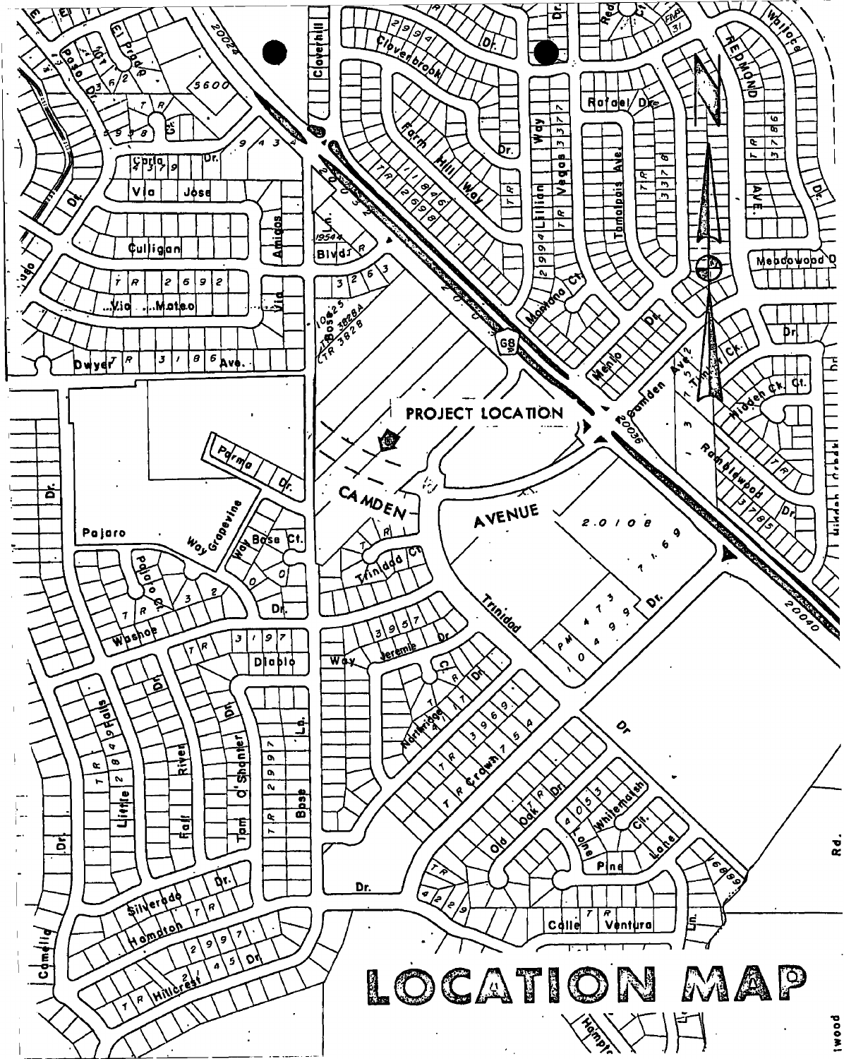# LOCATION MAP

PROJECT LOCATION

CAMDEN AVENUE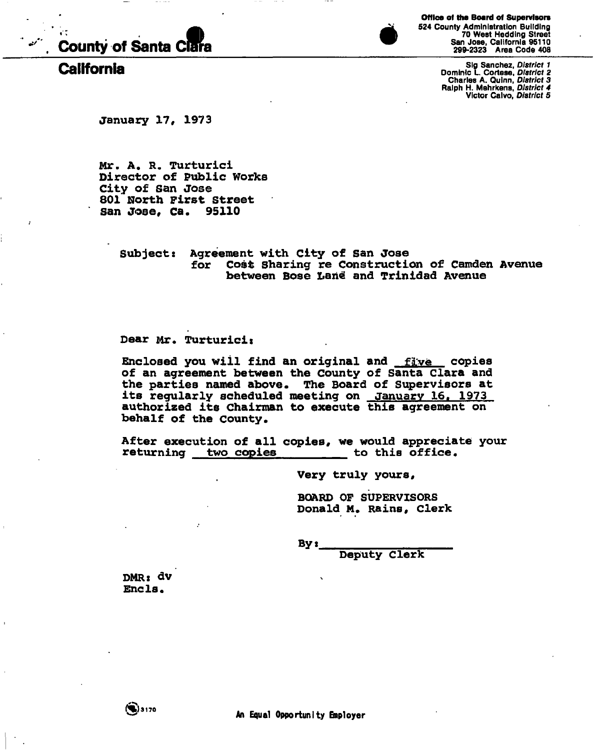**County of Santa Clara**

**California**

**Office of the Board of Supervisors**
524 County Administration Building
70 West Hedding Street
San Jose, California 95110
299-2323 Area Code 408

Sig Sanchez, *District 1*
Dominic L. Cortese, *District 2*
Charles A. Quinn, *District 3*
Ralph H. Mehrkens, *District 4*
Victor Calvo, *District 5*

January 17, 1973

Mr. A. R. Turturici
Director of Public Works
City of San Jose
801 North First Street
San Jose, Ca. 95110

Subject: Agreement with City of San Jose
for Cost Sharing re Construction of Camden Avenue
between Bose Lane and Trinidad Avenue

Dear Mr. Turturici:

Enclosed you will find an original and five copies of an agreement between the County of Santa Clara and the parties named above. The Board of Supervisors at its regularly scheduled meeting on January 16, 1973 authorized its Chairman to execute this agreement on behalf of the County.

After execution of all copies, we would appreciate your returning two copies to this office.

Very truly yours,

BOARD OF SUPERVISORS
Donald M. Rains, Clerk

By: ____________________
Deputy Clerk

DMR: dv
Encls.

An Equal Opportunity Employer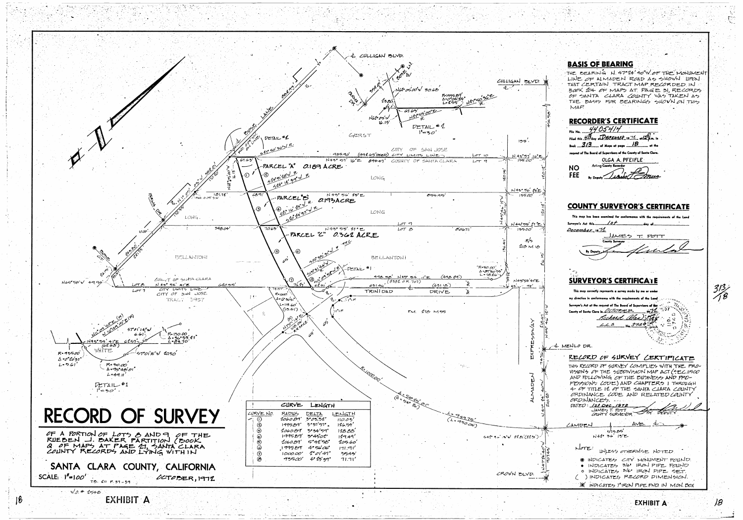## BASIS OF BEARING

THE BEARING N. 47°24'40"W OF THE MONUMENT LINE OF ALMADEN ROAD AS SHOWN UPON THAT CERTAIN TRACT MAP RECORDED IN BOOK 204 OF MAPS AT PAGE 31, RECORDS OF SANTA CLARA COUNTY WAS TAKEN AS THE BASIS FOR BEARINGS SHOWN ON THIS MAP.

## RECORDER'S CERTIFICATE

File No. 4405414

Filed this 4th day of December 1972 at 2:51 P.M. in Book 313 of Maps at page 18 at the request of The Board of Supervisors of the County of Santa Clara.

OLGA A. PFEIFLE
Acting County Recorder

NO FEE

By Deputy

## COUNTY SURVEYOR'S CERTIFICATE

This map has been examined for conformance with the requirements of the Land Surveyor's Act this 1st day of December 1972

JAMES T. POTT
County Surveyor

By Deputy

## SURVEYOR'S CERTIFICATE

This map correctly represents a survey made by me or under my direction in conformance with the requirements of the Land Surveyor's Act at the request of The Board of Supervisors of the County of Santa Clara in OCTOBER 1972

Richard Allen
L.L.S. No. 3126

313/18

## RECORD OF SURVEY CERTIFICATE

THIS RECORD OF SURVEY COMPLIES WITH THE PROVISIONS OF THE SUBDIVISION MAP ACT (SEC. 11500 AND FOLLOWING OF THE BUSINESS AND PROFESSIONS CODE) AND CHAPTERS 1 THROUGH 4 OF TITLE 12 OF THE SANTA CLARA COUNTY ORDINANCE CODE AND RELATED COUNTY ORDINANCES.

DATED: 1st Dec. 1972
JAMES T. POTT
COUNTY SURVEYOR BY DEPUTY

NOTE: UNLESS OTHERWISE NOTED
- ◉ INDICATES CITY MONUMENT FOUND.
- • INDICATES 3/4" IRON PIPE FOUND
- ○ INDICATES 3/4" IRON PIPE SET.
- ( ) INDICATES RECORD DIMENSION.
- ☒ INDICATES 1" IRON PIPE FND IN MON. BOX

| CURVE NO. | RADIUS | DELTA | LENGTH |
|---|---|---|---|
| ① | 2060.89' | 3°03'52" | 110.05' |
| ② | 1995.89' | 3°31'51" | 122.54' |
| ③ | 2060.89' | 3°34'59" | 128.88' |
| ④ | 1995.89' | 3°43'02" | 129.49' |
| ⑤ | 2060.89' | 5°42'58" | 205.60' |
| ⑥ | 1995.89' | 4°56'06" | 171.91' |
| ⑦ | 1000.00' | 2°01'47" | 35.43' |
| ⑧ | 935.00' | 4°25'39" | 71.71' |

PARCEL "A" 0.189 ACRE

PARCEL "B" 0.193 ACRE

PARCEL "C" 0.362 ACRE

CULLIGAN BLVD. — PARMA DR. — BOISE LANE — GERST — LONG — BELLANTONI — WHITE — TRINIDAD DRIVE — ALMADEN EXPRESSWAY — MENLO DR. — CAMDEN AVE. — CROWN BLVD.

CITY OF SAN JOSE / COUNTY OF SANTA CLARA / CITY LIMITS LINE — TRACT 3957 — P.M. 218 M 55 — R/S 208 M 10 — LOT 10 / LOT 9 / LOT 8 / LOT 7

DETAIL #1 1"=30'

DETAIL #2 1"=30'

# RECORD OF SURVEY

OF A PORTION OF LOTS 8 AND 9 OF THE RUEBEN J. BAKER PARTITION (BOOK Q OF MAPS AT PAGE 21, SANTA CLARA COUNTY RECORDS AND LYING WITHIN

SANTA CLARA COUNTY, CALIFORNIA

SCALE: 1"=100' — OCTOBER, 1972

W.O. # 2548

EXHIBIT A